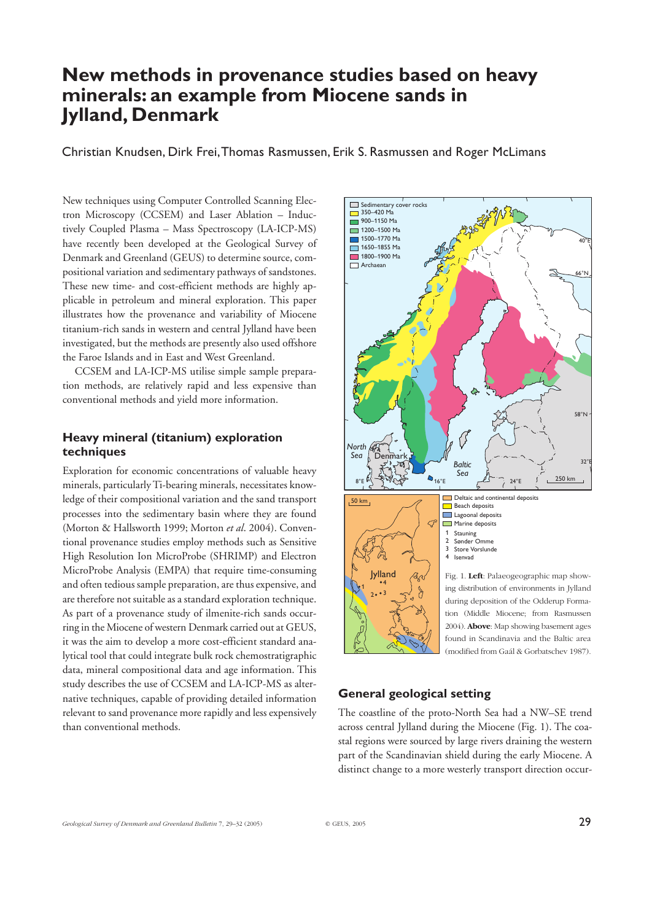# New methods in provenance studies based on heavy minerals: an example from Miocene sands in Jylland, Denmark

Christian Knudsen, Dirk Frei, Thomas Rasmussen, Erik S. Rasmussen and Roger McLimans

New techniques using Computer Controlled Scanning Electron Microscopy (CCSEM) and Laser Ablation – Inductively Coupled Plasma – Mass Spectroscopy (LA-ICP-MS) have recently been developed at the Geological Survey of Denmark and Greenland (GEUS) to determine source, compositional variation and sedimentary pathways of sandstones. These new time- and cost-efficient methods are highly applicable in petroleum and mineral exploration. This paper illustrates how the provenance and variability of Miocene titanium-rich sands in western and central Jylland have been investigated, but the methods are presently also used offshore the Faroe Islands and in East and West Greenland.

CCSEM and LA-ICP-MS utilise simple sample preparation methods, are relatively rapid and less expensive than conventional methods and yield more information.

## Heavy mineral (titanium) exploration techniques

Exploration for economic concentrations of valuable heavy minerals, particularly Ti-bearing minerals, necessitates knowledge of their compositional variation and the sand transport processes into the sedimentary basin where they are found (Morton & Hallsworth 1999; Morton *et al*. 2004). Conventional provenance studies employ methods such as Sensitive High Resolution Ion MicroProbe (SHRIMP) and Electron MicroProbe Analysis (EMPA) that require time-consuming and often tedious sample preparation, are thus expensive, and are therefore not suitable as a standard exploration technique. As part of a provenance study of ilmenite-rich sands occurring in the Miocene of western Denmark carried out at GEUS, it was the aim to develop a more cost-efficient standard analytical tool that could integrate bulk rock chemostratigraphic data, mineral compositional data and age information. This study describes the use of CCSEM and LA-ICP-MS as alternative techniques, capable of providing detailed information relevant to sand provenance more rapidly and less expensively than conventional methods.

Sedimentary cover rocks
350–420 Ma
900–1150 Ma
1200–1500 Ma
1500–1770 Ma
1650–1855 Ma
1800–1900 Ma
Archaean

Deltaic and continental deposits
Beach deposits
Lagoonal deposits
Marine deposits
1 Stauning
2 Sønder Omme
3 Store Vorslunde
4 Isenvad

Fig. 1. **Left**: Palaeogeographic map showing distribution of environments in Jylland during deposition of the Odderup Formation (Middle Miocene; from Rasmussen 2004). **Above**: Map showing basement ages found in Scandinavia and the Baltic area (modified from Gaál & Gorbatschev 1987).

## General geological setting

The coastline of the proto-North Sea had a NW–SE trend across central Jylland during the Miocene (Fig. 1). The coastal regions were sourced by large rivers draining the western part of the Scandinavian shield during the early Miocene. A distinct change to a more westerly transport direction occur-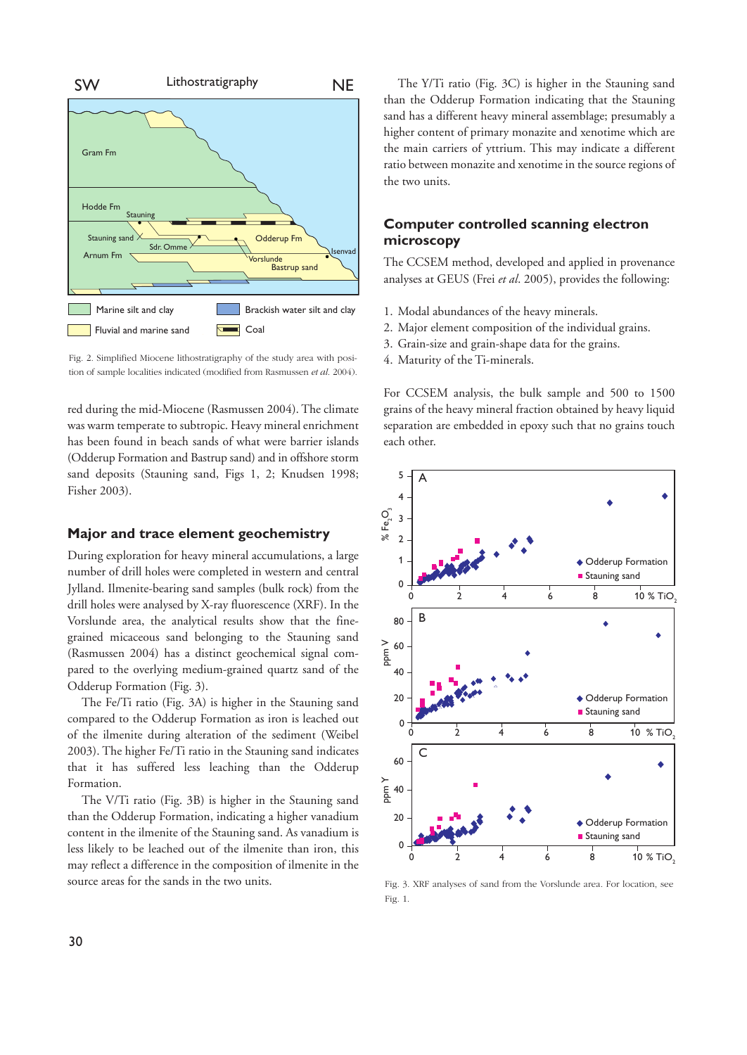Fig. 2. Simplified Miocene lithostratigraphy of the study area with position of sample localities indicated (modified from Rasmussen *et al.* 2004).

red during the mid-Miocene (Rasmussen 2004). The climate was warm temperate to subtropic. Heavy mineral enrichment has been found in beach sands of what were barrier islands (Odderup Formation and Bastrup sand) and in offshore storm sand deposits (Stauning sand, Figs 1, 2; Knudsen 1998; Fisher 2003).

## Major and trace element geochemistry

During exploration for heavy mineral accumulations, a large number of drill holes were completed in western and central Jylland. Ilmenite-bearing sand samples (bulk rock) from the drill holes were analysed by X-ray fluorescence (XRF). In the Vorslunde area, the analytical results show that the fine-grained micaceous sand belonging to the Stauning sand (Rasmussen 2004) has a distinct geochemical signal compared to the overlying medium-grained quartz sand of the Odderup Formation (Fig. 3).

The Fe/Ti ratio (Fig. 3A) is higher in the Stauning sand compared to the Odderup Formation as iron is leached out of the ilmenite during alteration of the sediment (Weibel 2003). The higher Fe/Ti ratio in the Stauning sand indicates that it has suffered less leaching than the Odderup Formation.

The V/Ti ratio (Fig. 3B) is higher in the Stauning sand than the Odderup Formation, indicating a higher vanadium content in the ilmenite of the Stauning sand. As vanadium is less likely to be leached out of the ilmenite than iron, this may reflect a difference in the composition of ilmenite in the source areas for the sands in the two units.

The Y/Ti ratio (Fig. 3C) is higher in the Stauning sand than the Odderup Formation indicating that the Stauning sand has a different heavy mineral assemblage; presumably a higher content of primary monazite and xenotime which are the main carriers of yttrium. This may indicate a different ratio between monazite and xenotime in the source regions of the two units.

## Computer controlled scanning electron microscopy

The CCSEM method, developed and applied in provenance analyses at GEUS (Frei *et al.* 2005), provides the following:

1. Modal abundances of the heavy minerals.
2. Major element composition of the individual grains.
3. Grain-size and grain-shape data for the grains.
4. Maturity of the Ti-minerals.

For CCSEM analysis, the bulk sample and 500 to 1500 grains of the heavy mineral fraction obtained by heavy liquid separation are embedded in epoxy such that no grains touch each other.

Fig. 3. XRF analyses of sand from the Vorslunde area. For location, see Fig. 1.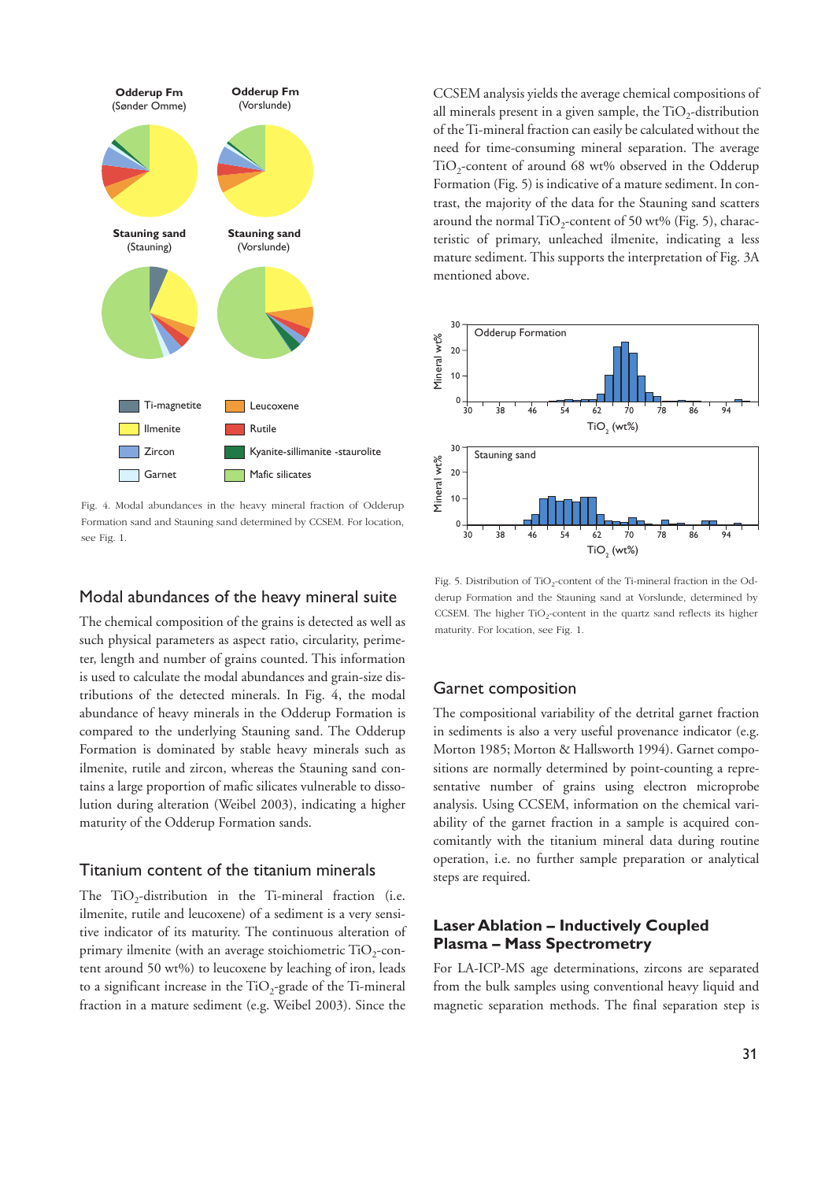Fig. 4. Modal abundances in the heavy mineral fraction of Odderup Formation sand and Stauning sand determined by CCSEM. For location, see Fig. 1.

## Modal abundances of the heavy mineral suite

The chemical composition of the grains is detected as well as such physical parameters as aspect ratio, circularity, perimeter, length and number of grains counted. This information is used to calculate the modal abundances and grain-size distributions of the detected minerals. In Fig. 4, the modal abundance of heavy minerals in the Odderup Formation is compared to the underlying Stauning sand. The Odderup Formation is dominated by stable heavy minerals such as ilmenite, rutile and zircon, whereas the Stauning sand contains a large proportion of mafic silicates vulnerable to dissolution during alteration (Weibel 2003), indicating a higher maturity of the Odderup Formation sands.

## Titanium content of the titanium minerals

The $TiO_2$-distribution in the Ti-mineral fraction (i.e. ilmenite, rutile and leucoxene) of a sediment is a very sensitive indicator of its maturity. The continuous alteration of primary ilmenite (with an average stoichiometric $TiO_2$-content around 50 wt%) to leucoxene by leaching of iron, leads to a significant increase in the $TiO_2$-grade of the Ti-mineral fraction in a mature sediment (e.g. Weibel 2003). Since the CCSEM analysis yields the average chemical compositions of all minerals present in a given sample, the $TiO_2$-distribution of the Ti-mineral fraction can easily be calculated without the need for time-consuming mineral separation. The average $TiO_2$-content of around 68 wt% observed in the Odderup Formation (Fig. 5) is indicative of a mature sediment. In contrast, the majority of the data for the Stauning sand scatters around the normal $TiO_2$-content of 50 wt% (Fig. 5), characteristic of primary, unleached ilmenite, indicating a less mature sediment. This supports the interpretation of Fig. 3A mentioned above.

Fig. 5. Distribution of $TiO_2$-content of the Ti-mineral fraction in the Odderup Formation and the Stauning sand at Vorslunde, determined by CCSEM. The higher $TiO_2$-content in the quartz sand reflects its higher maturity. For location, see Fig. 1.

## Garnet composition

The compositional variability of the detrital garnet fraction in sediments is also a very useful provenance indicator (e.g. Morton 1985; Morton & Hallsworth 1994). Garnet compositions are normally determined by point-counting a representative number of grains using electron microprobe analysis. Using CCSEM, information on the chemical variability of the garnet fraction in a sample is acquired concomitantly with the titanium mineral data during routine operation, i.e. no further sample preparation or analytical steps are required.

## Laser Ablation – Inductively Coupled Plasma – Mass Spectrometry

For LA-ICP-MS age determinations, zircons are separated from the bulk samples using conventional heavy liquid and magnetic separation methods. The final separation step is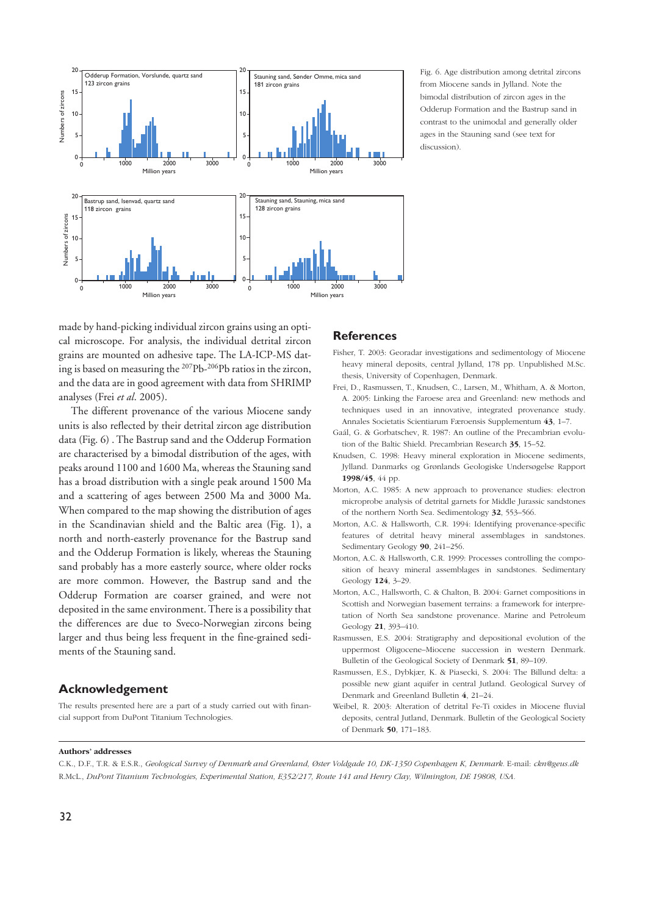Odderup Formation, Vorslunde, quartz sand
123 zircon grains
Numbers of zircons
Million years

Stauning sand, Sønder Omme, mica sand
181 zircon grains
Million years

Bastrup sand, Isenvad, quartz sand
118 zircon grains
Numbers of zircons
Million years

Stauning sand, Stauning, mica sand
128 zircon grains
Million years

Fig. 6. Age distribution among detrital zircons from Miocene sands in Jylland. Note the bimodal distribution of zircon ages in the Odderup Formation and the Bastrup sand in contrast to the unimodal and generally older ages in the Stauning sand (see text for discussion).

made by hand-picking individual zircon grains using an optical microscope. For analysis, the individual detrital zircon grains are mounted on adhesive tape. The LA-ICP-MS dating is based on measuring the $^{207}$Pb-$^{206}$Pb ratios in the zircon, and the data are in good agreement with data from SHRIMP analyses (Frei *et al.* 2005).

The different provenance of the various Miocene sandy units is also reflected by their detrital zircon age distribution data (Fig. 6) . The Bastrup sand and the Odderup Formation are characterised by a bimodal distribution of the ages, with peaks around 1100 and 1600 Ma, whereas the Stauning sand has a broad distribution with a single peak around 1500 Ma and a scattering of ages between 2500 Ma and 3000 Ma. When compared to the map showing the distribution of ages in the Scandinavian shield and the Baltic area (Fig. 1), a north and north-easterly provenance for the Bastrup sand and the Odderup Formation is likely, whereas the Stauning sand probably has a more easterly source, where older rocks are more common. However, the Bastrup sand and the Odderup Formation are coarser grained, and were not deposited in the same environment. There is a possibility that the differences are due to Sveco-Norwegian zircons being larger and thus being less frequent in the fine-grained sediments of the Stauning sand.

## Acknowledgement

The results presented here are a part of a study carried out with financial support from DuPont Titanium Technologies.

## References

Fisher, T. 2003: Georadar investigations and sedimentology of Miocene heavy mineral deposits, central Jylland, 178 pp. Unpublished M.Sc. thesis, University of Copenhagen, Denmark.

Frei, D., Rasmussen, T., Knudsen, C., Larsen, M., Whitham, A. & Morton, A. 2005: Linking the Faroese area and Greenland: new methods and techniques used in an innovative, integrated provenance study. Annales Societatis Scientiarum Færoensis Supplementum **43**, 1–7.

Gaál, G. & Gorbatschev, R. 1987: An outline of the Precambrian evolution of the Baltic Shield. Precambrian Research **35**, 15–52.

Knudsen, C. 1998: Heavy mineral exploration in Miocene sediments, Jylland. Danmarks og Grønlands Geologiske Undersøgelse Rapport **1998/45**, 44 pp.

Morton, A.C. 1985: A new approach to provenance studies: electron microprobe analysis of detrital garnets for Middle Jurassic sandstones of the northern North Sea. Sedimentology **32**, 553–566.

Morton, A.C. & Hallsworth, C.R. 1994: Identifying provenance-specific features of detrital heavy mineral assemblages in sandstones. Sedimentary Geology **90**, 241–256.

Morton, A.C. & Hallsworth, C.R. 1999: Processes controlling the composition of heavy mineral assemblages in sandstones. Sedimentary Geology **124**, 3–29.

Morton, A.C., Hallsworth, C. & Chalton, B. 2004: Garnet compositions in Scottish and Norwegian basement terrains: a framework for interpretation of North Sea sandstone provenance. Marine and Petroleum Geology **21**, 393–410.

Rasmussen, E.S. 2004: Stratigraphy and depositional evolution of the uppermost Oligocene–Miocene succession in western Denmark. Bulletin of the Geological Society of Denmark **51**, 89–109.

Rasmussen, E.S., Dybkjær, K. & Piasecki, S. 2004: The Billund delta: a possible new giant aquifer in central Jutland. Geological Survey of Denmark and Greenland Bulletin **4**, 21–24.

Weibel, R. 2003: Alteration of detrital Fe-Ti oxides in Miocene fluvial deposits, central Jutland, Denmark. Bulletin of the Geological Society of Denmark **50**, 171–183.

**Authors' addresses**

C.K., D.F., T.R. & E.S.R., *Geological Survey of Denmark and Greenland, Øster Voldgade 10, DK-1350 Copenhagen K, Denmark.* E-mail: *ckn@geus.dk*

R.McL., *DuPont Titanium Technologies, Experimental Station, E352/217, Route 141 and Henry Clay, Wilmington, DE 19808, USA.*